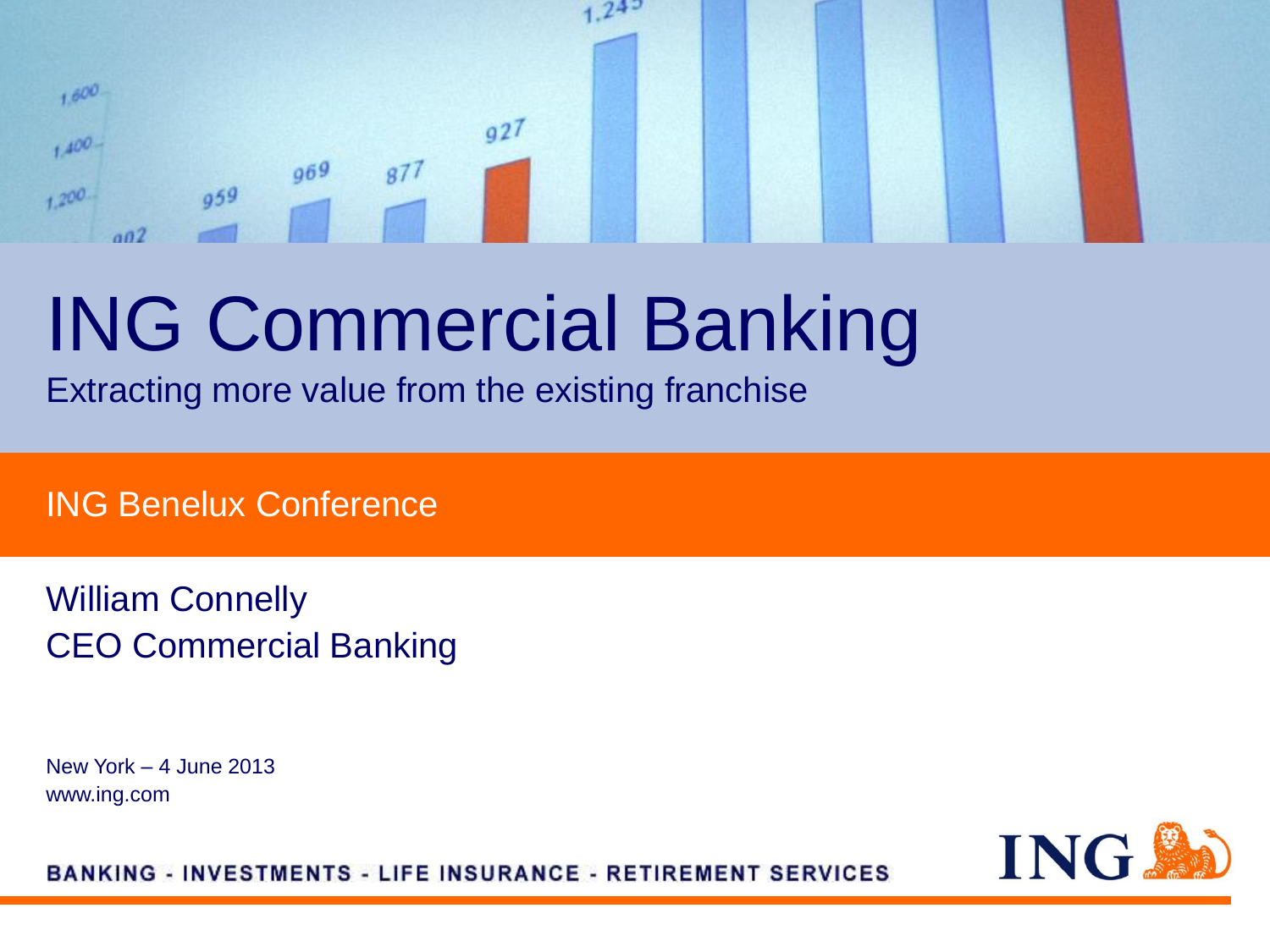# ING Commercial Banking

Extracting more value from the existing franchise

ING Benelux Conference

William Connelly
CEO Commercial Banking

New York – 4 June 2013
www.ing.com

BANKING - INVESTMENTS - LIFE INSURANCE - RETIREMENT SERVICES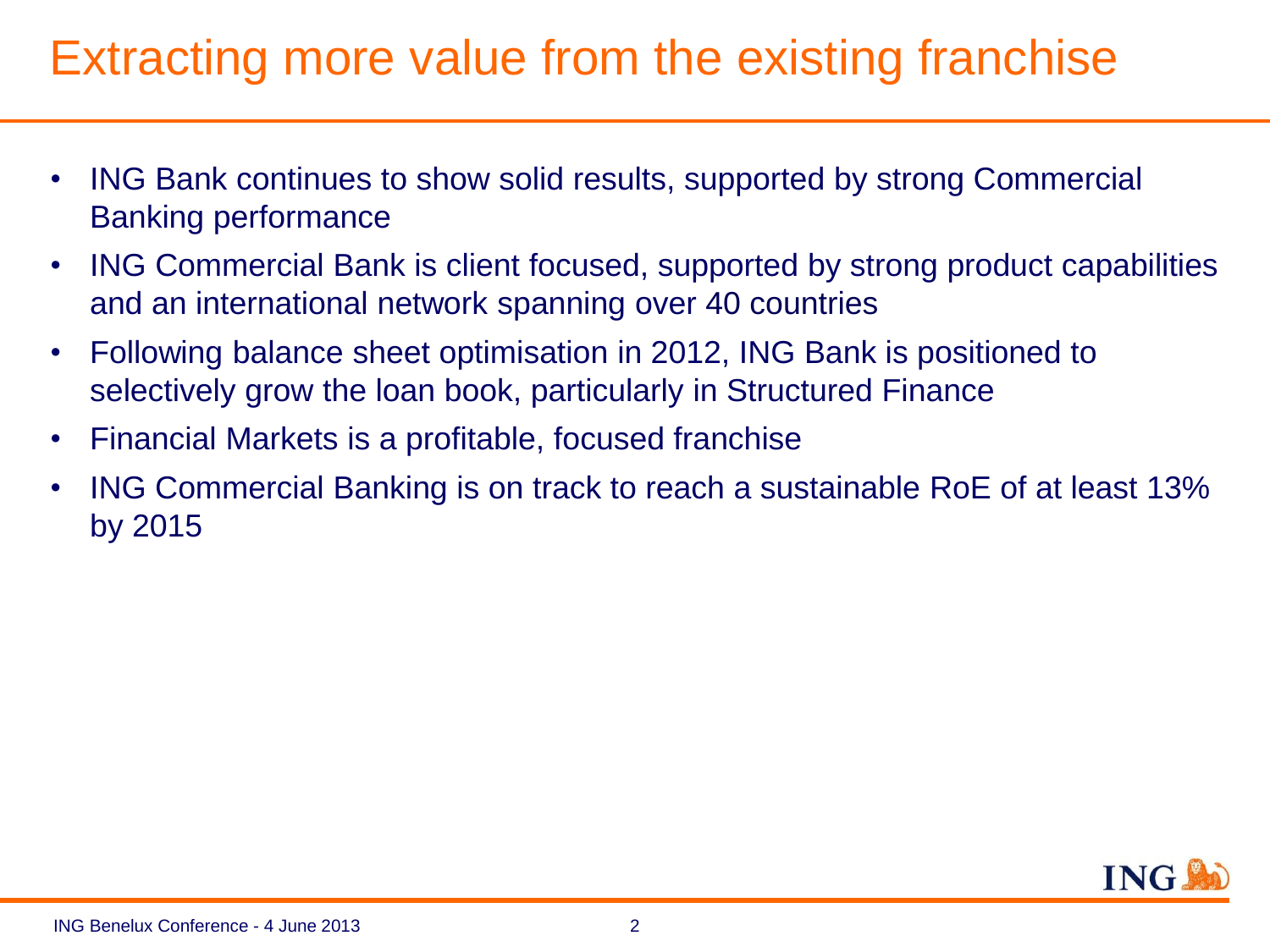# Extracting more value from the existing franchise

- ING Bank continues to show solid results, supported by strong Commercial Banking performance
- ING Commercial Bank is client focused, supported by strong product capabilities and an international network spanning over 40 countries
- Following balance sheet optimisation in 2012, ING Bank is positioned to selectively grow the loan book, particularly in Structured Finance
- Financial Markets is a profitable, focused franchise
- ING Commercial Banking is on track to reach a sustainable RoE of at least 13% by 2015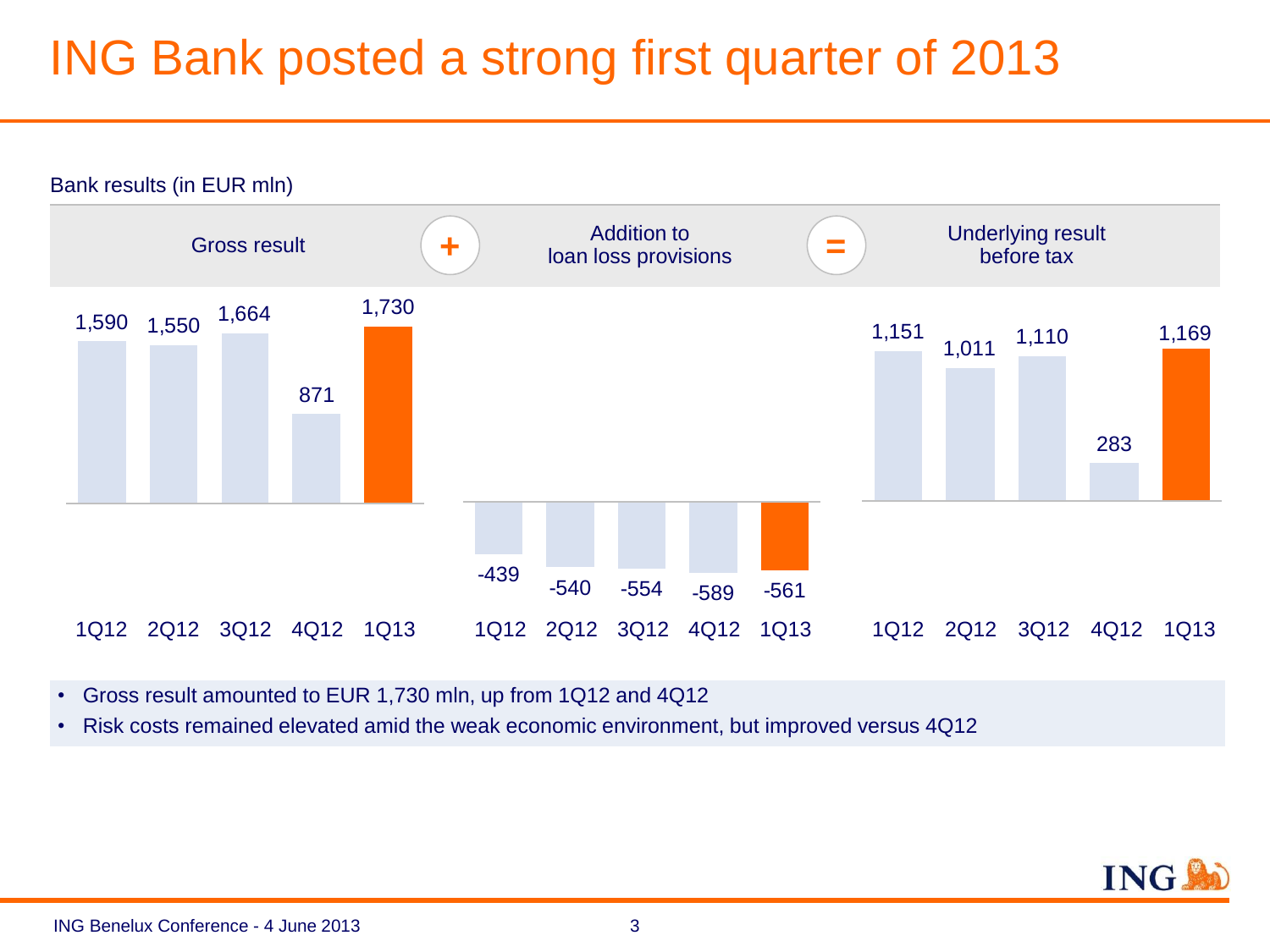# ING Bank posted a strong first quarter of 2013

Bank results (in EUR mln)

| | 1Q12 | 2Q12 | 3Q12 | 4Q12 | 1Q13 |
|---|---|---|---|---|---|
| Gross result | 1,590 | 1,550 | 1,664 | 871 | 1,730 |
| + Addition to loan loss provisions | -439 | -540 | -554 | -589 | -561 |
| = Underlying result before tax | 1,151 | 1,011 | 1,110 | 283 | 1,169 |

- Gross result amounted to EUR 1,730 mln, up from 1Q12 and 4Q12
- Risk costs remained elevated amid the weak economic environment, but improved versus 4Q12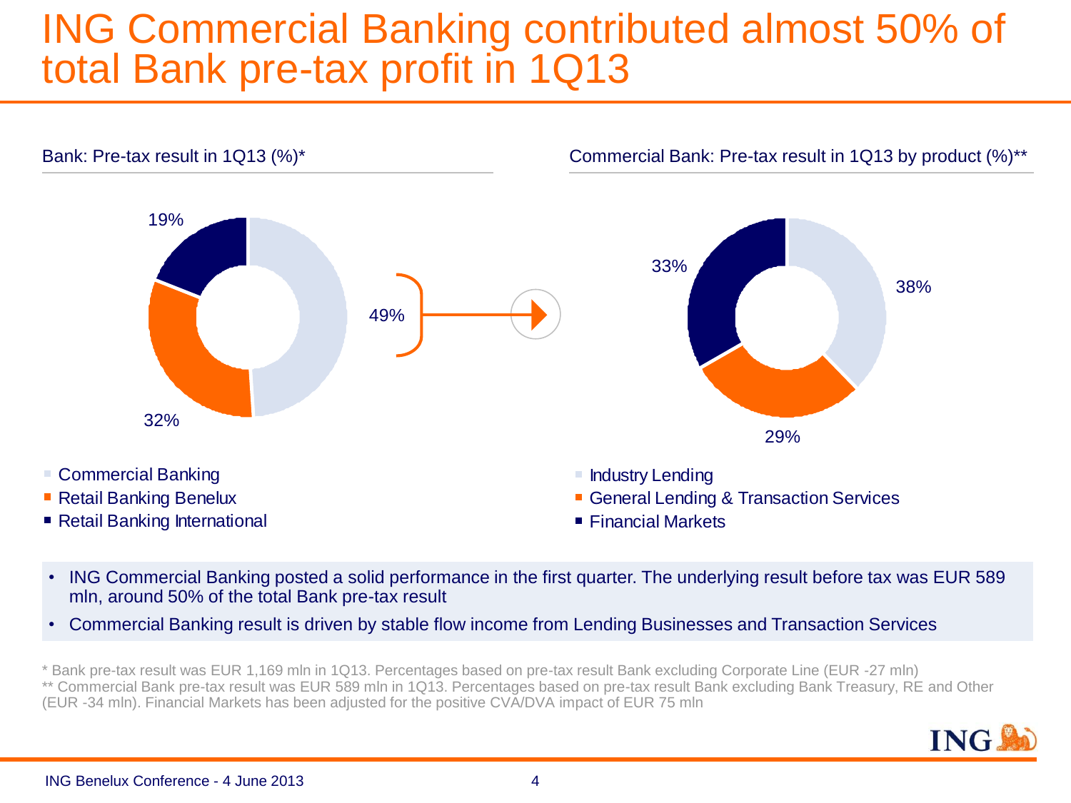# ING Commercial Banking contributed almost 50% of total Bank pre-tax profit in 1Q13

**Bank: Pre-tax result in 1Q13 (%)***

| Segment | % |
|---|---|
| Commercial Banking | 49% |
| Retail Banking Benelux | 32% |
| Retail Banking International | 19% |

**Commercial Bank: Pre-tax result in 1Q13 by product (%)****

| Product | % |
|---|---|
| Industry Lending | 38% |
| General Lending & Transaction Services | 29% |
| Financial Markets | 33% |

- ING Commercial Banking posted a solid performance in the first quarter. The underlying result before tax was EUR 589 mln, around 50% of the total Bank pre-tax result
- Commercial Banking result is driven by stable flow income from Lending Businesses and Transaction Services

\* Bank pre-tax result was EUR 1,169 mln in 1Q13. Percentages based on pre-tax result Bank excluding Corporate Line (EUR -27 mln)

\*\* Commercial Bank pre-tax result was EUR 589 mln in 1Q13. Percentages based on pre-tax result Bank excluding Bank Treasury, RE and Other (EUR -34 mln). Financial Markets has been adjusted for the positive CVA/DVA impact of EUR 75 mln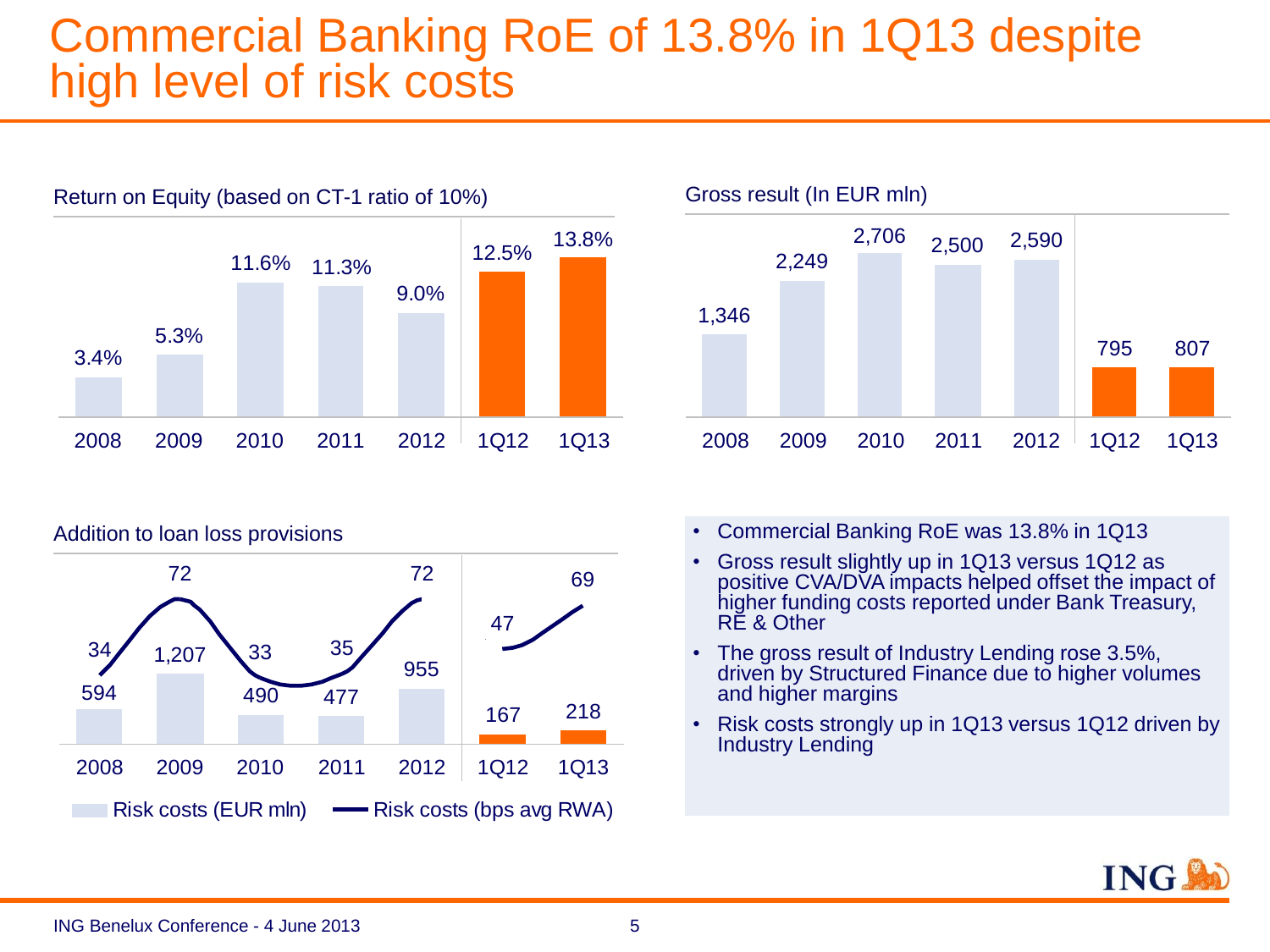# Commercial Banking RoE of 13.8% in 1Q13 despite high level of risk costs

**Return on Equity (based on CT-1 ratio of 10%)**

| 2008 | 2009 | 2010 | 2011 | 2012 | 1Q12 | 1Q13 |
|---|---|---|---|---|---|---|
| 3.4% | 5.3% | 11.6% | 11.3% | 9.0% | 12.5% | 13.8% |

**Gross result (In EUR mln)**

| 2008 | 2009 | 2010 | 2011 | 2012 | 1Q12 | 1Q13 |
|---|---|---|---|---|---|---|
| 1,346 | 2,249 | 2,706 | 2,500 | 2,590 | 795 | 807 |

**Addition to loan loss provisions**

| | 2008 | 2009 | 2010 | 2011 | 2012 | 1Q12 | 1Q13 |
|---|---|---|---|---|---|---|---|
| Risk costs (EUR mln) | 594 | 1,207 | 490 | 477 | 955 | 167 | 218 |
| Risk costs (bps avg RWA) | 34 | 72 | 33 | 35 | 72 | 47 | 69 |

- Commercial Banking RoE was 13.8% in 1Q13
- Gross result slightly up in 1Q13 versus 1Q12 as positive CVA/DVA impacts helped offset the impact of higher funding costs reported under Bank Treasury, RE & Other
- The gross result of Industry Lending rose 3.5%, driven by Structured Finance due to higher volumes and higher margins
- Risk costs strongly up in 1Q13 versus 1Q12 driven by Industry Lending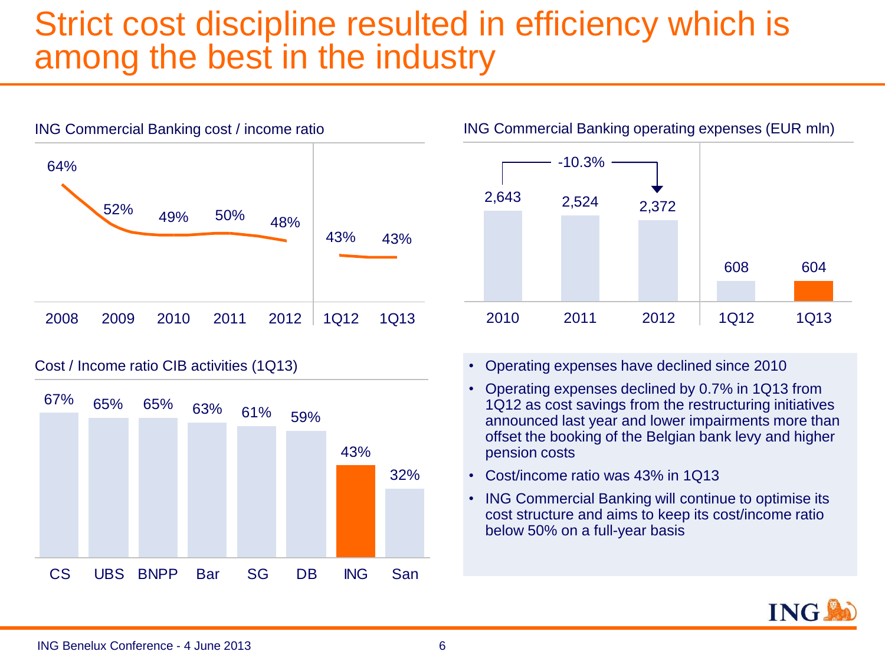# Strict cost discipline resulted in efficiency which is among the best in the industry

**ING Commercial Banking cost / income ratio**

| 2008 | 2009 | 2010 | 2011 | 2012 | 1Q12 | 1Q13 |
|---|---|---|---|---|---|---|
| 64% | 52% | 49% | 50% | 48% | 43% | 43% |

**ING Commercial Banking operating expenses (EUR mln)**

| 2010 | 2011 | 2012 | 1Q12 | 1Q13 |
|---|---|---|---|---|
| 2,643 | 2,524 | 2,372 | 608 | 604 |

-10.3% (2010 to 2012)

**Cost / Income ratio CIB activities (1Q13)**

| CS | UBS | BNPP | Bar | SG | DB | ING | San |
|---|---|---|---|---|---|---|---|
| 67% | 65% | 65% | 63% | 61% | 59% | 43% | 32% |

- Operating expenses have declined since 2010
- Operating expenses declined by 0.7% in 1Q13 from 1Q12 as cost savings from the restructuring initiatives announced last year and lower impairments more than offset the booking of the Belgian bank levy and higher pension costs
- Cost/income ratio was 43% in 1Q13
- ING Commercial Banking will continue to optimise its cost structure and aims to keep its cost/income ratio below 50% on a full-year basis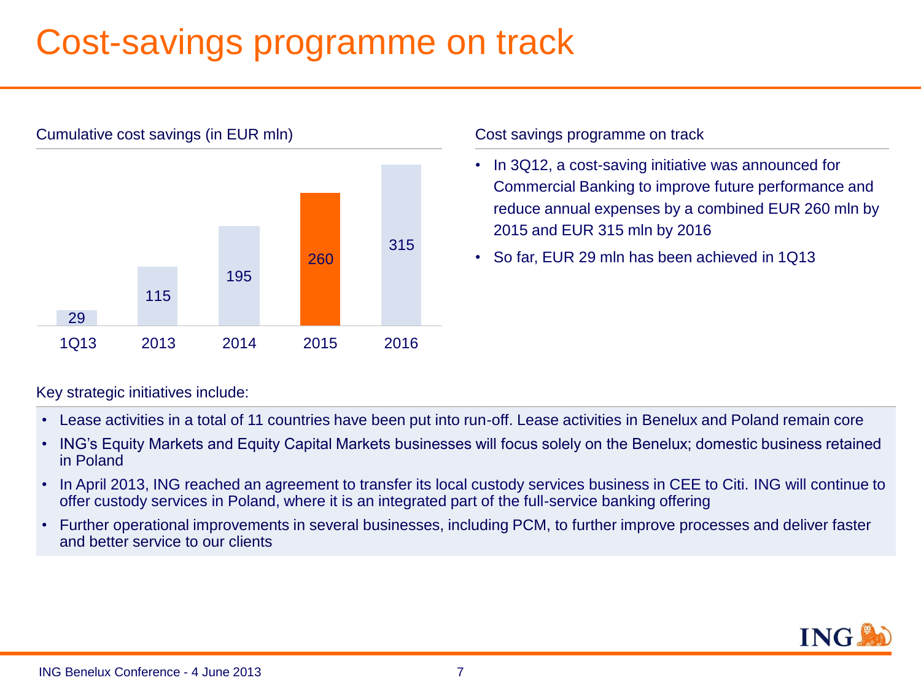# Cost-savings programme on track

Cumulative cost savings (in EUR mln)

| 1Q13 | 2013 | 2014 | 2015 | 2016 |
|---|---|---|---|---|
| 29 | 115 | 195 | 260 | 315 |

Cost savings programme on track

- In 3Q12, a cost-saving initiative was announced for Commercial Banking to improve future performance and reduce annual expenses by a combined EUR 260 mln by 2015 and EUR 315 mln by 2016
- So far, EUR 29 mln has been achieved in 1Q13

Key strategic initiatives include:

- Lease activities in a total of 11 countries have been put into run-off. Lease activities in Benelux and Poland remain core
- ING's Equity Markets and Equity Capital Markets businesses will focus solely on the Benelux; domestic business retained in Poland
- In April 2013, ING reached an agreement to transfer its local custody services business in CEE to Citi. ING will continue to offer custody services in Poland, where it is an integrated part of the full-service banking offering
- Further operational improvements in several businesses, including PCM, to further improve processes and deliver faster and better service to our clients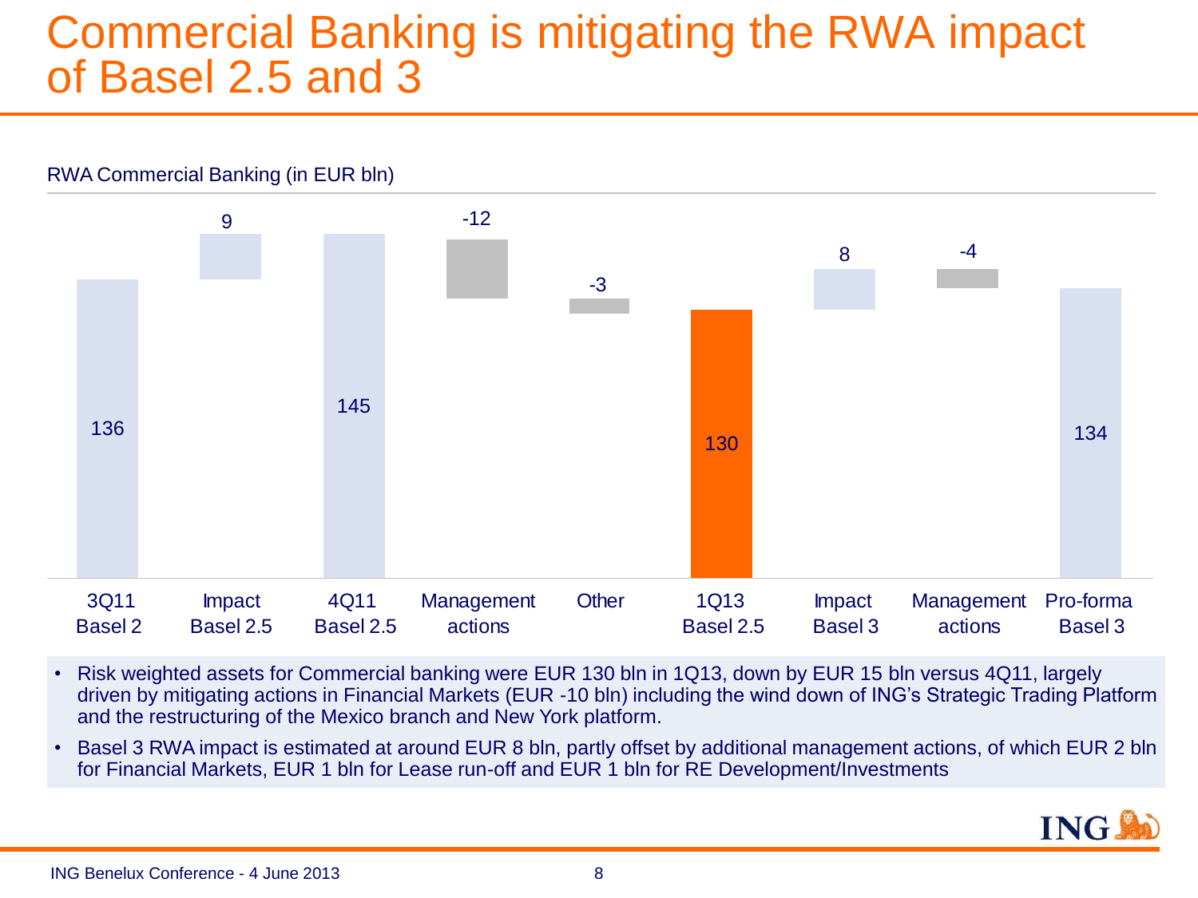# Commercial Banking is mitigating the RWA impact of Basel 2.5 and 3

RWA Commercial Banking (in EUR bln)

| 3Q11 Basel 2 | Impact Basel 2.5 | 4Q11 Basel 2.5 | Management actions | Other | 1Q13 Basel 2.5 | Impact Basel 3 | Management actions | Pro-forma Basel 3 |
|---|---|---|---|---|---|---|---|---|
| 136 | 9 | 145 | -12 | -3 | 130 | 8 | -4 | 134 |

- Risk weighted assets for Commercial banking were EUR 130 bln in 1Q13, down by EUR 15 bln versus 4Q11, largely driven by mitigating actions in Financial Markets (EUR -10 bln) including the wind down of ING's Strategic Trading Platform and the restructuring of the Mexico branch and New York platform.
- Basel 3 RWA impact is estimated at around EUR 8 bln, partly offset by additional management actions, of which EUR 2 bln for Financial Markets, EUR 1 bln for Lease run-off and EUR 1 bln for RE Development/Investments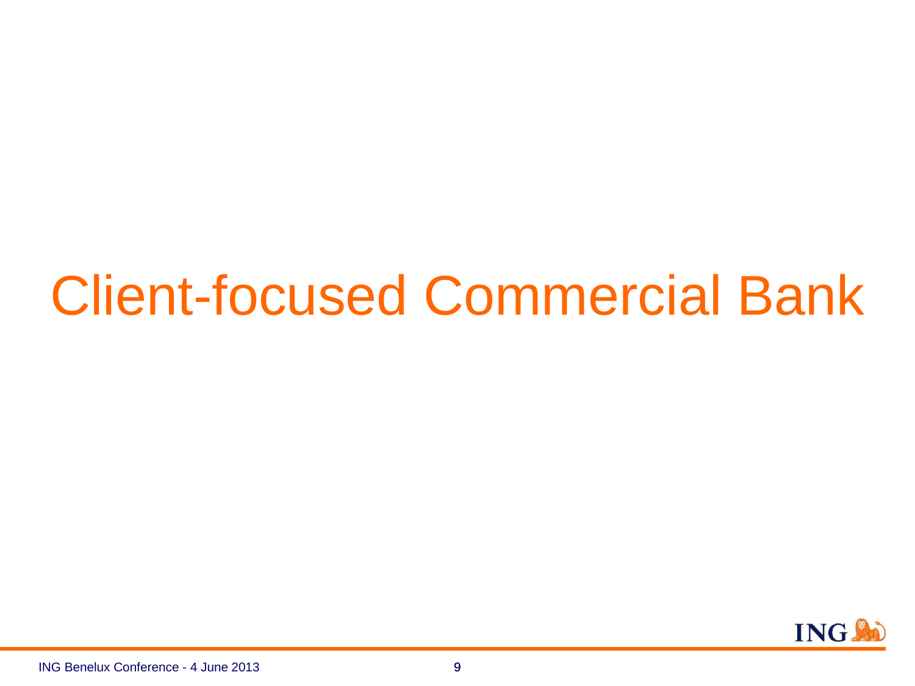# Client-focused Commercial Bank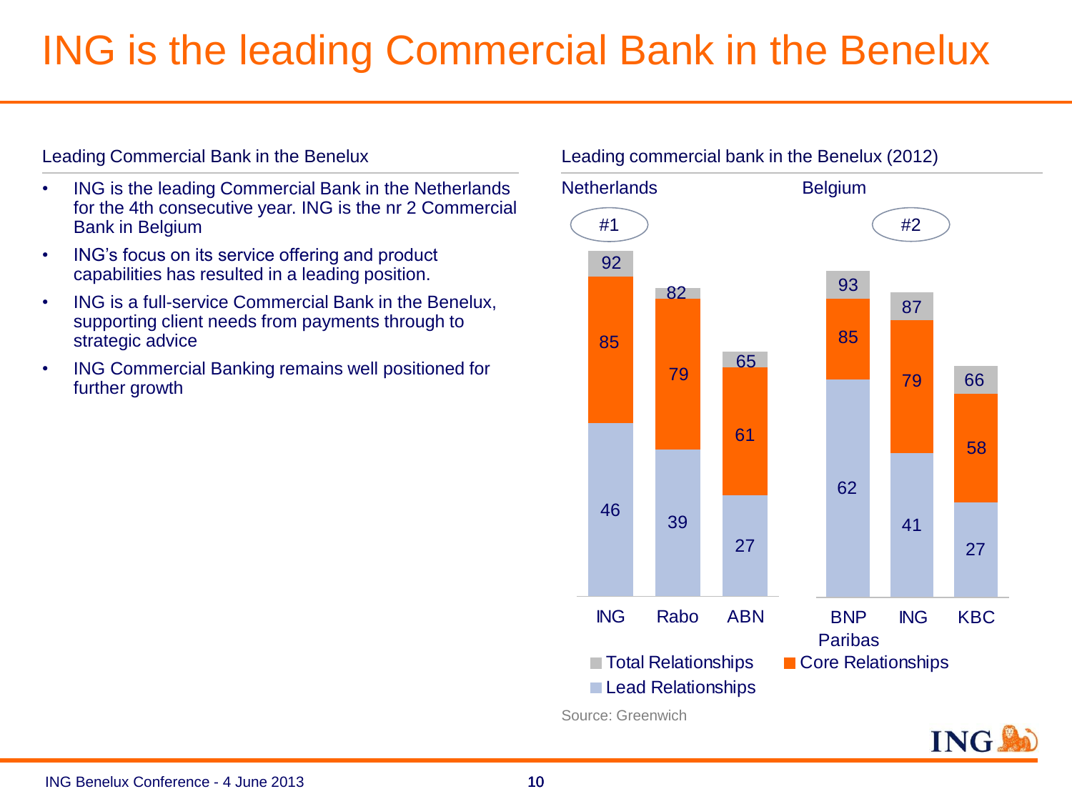# ING is the leading Commercial Bank in the Benelux

## Leading Commercial Bank in the Benelux

- ING is the leading Commercial Bank in the Netherlands for the 4th consecutive year. ING is the nr 2 Commercial Bank in Belgium
- ING's focus on its service offering and product capabilities has resulted in a leading position.
- ING is a full-service Commercial Bank in the Benelux, supporting client needs from payments through to strategic advice
- ING Commercial Banking remains well positioned for further growth

## Leading commercial bank in the Benelux (2012)

**Netherlands** (#1: ING)

| | ING | Rabo | ABN |
|---|---|---|---|
| Total Relationships | 92 | 82 | 65 |
| Core Relationships | 85 | 79 | 61 |
| Lead Relationships | 46 | 39 | 27 |

**Belgium** (#2: ING)

| | BNP Paribas | ING | KBC |
|---|---|---|---|
| Total Relationships | 93 | 87 | 66 |
| Core Relationships | 85 | 79 | 58 |
| Lead Relationships | 62 | 41 | 27 |

Source: Greenwich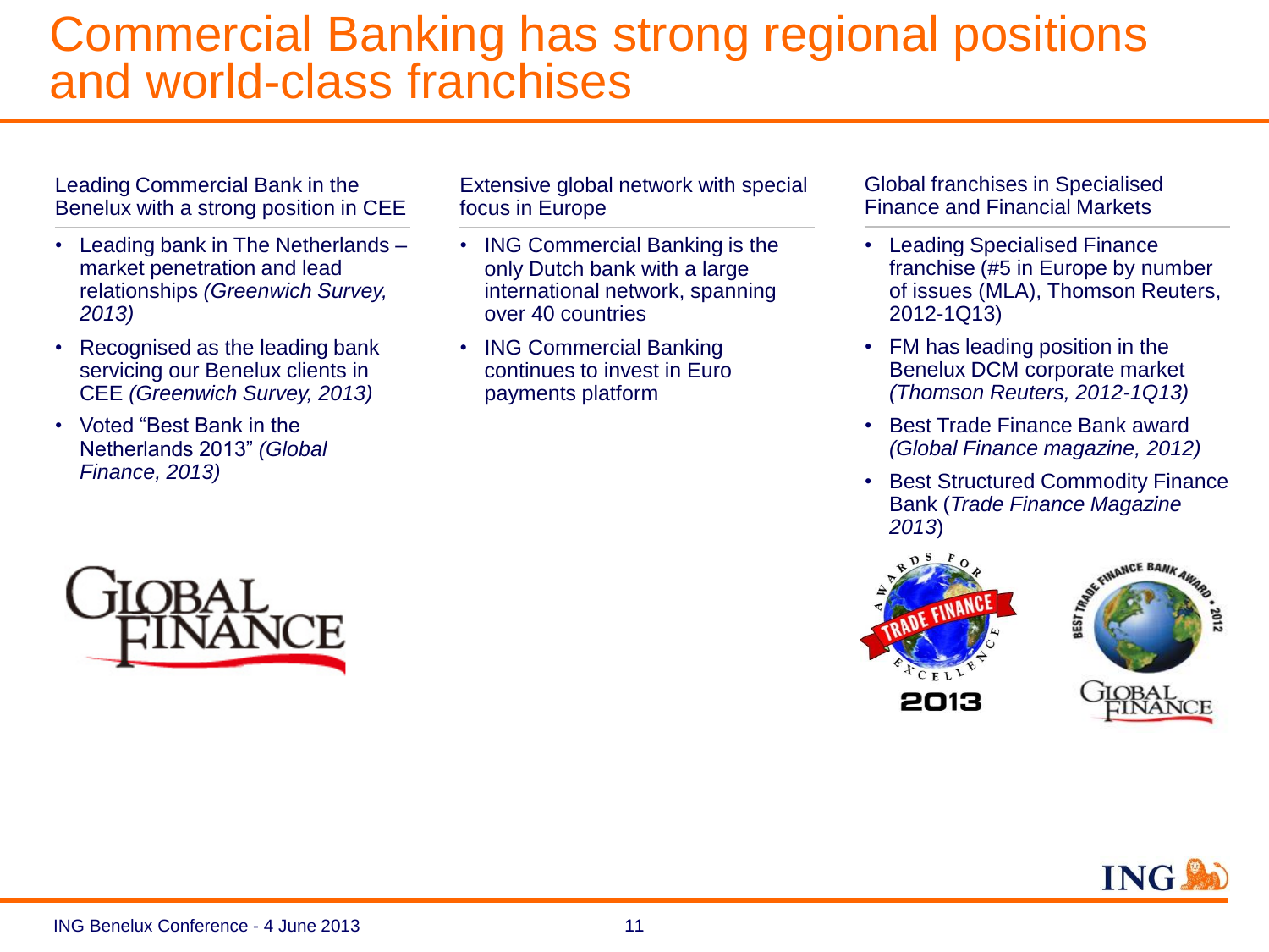# Commercial Banking has strong regional positions and world-class franchises

### Leading Commercial Bank in the Benelux with a strong position in CEE

- Leading bank in The Netherlands – market penetration and lead relationships *(Greenwich Survey, 2013)*
- Recognised as the leading bank servicing our Benelux clients in CEE *(Greenwich Survey, 2013)*
- Voted "Best Bank in the Netherlands 2013" *(Global Finance, 2013)*

### Extensive global network with special focus in Europe

- ING Commercial Banking is the only Dutch bank with a large international network, spanning over 40 countries
- ING Commercial Banking continues to invest in Euro payments platform

### Global franchises in Specialised Finance and Financial Markets

- Leading Specialised Finance franchise (#5 in Europe by number of issues (MLA), Thomson Reuters, 2012-1Q13)
- FM has leading position in the Benelux DCM corporate market *(Thomson Reuters, 2012-1Q13)*
- Best Trade Finance Bank award *(Global Finance magazine, 2012)*
- Best Structured Commodity Finance Bank (*Trade Finance Magazine 2013*)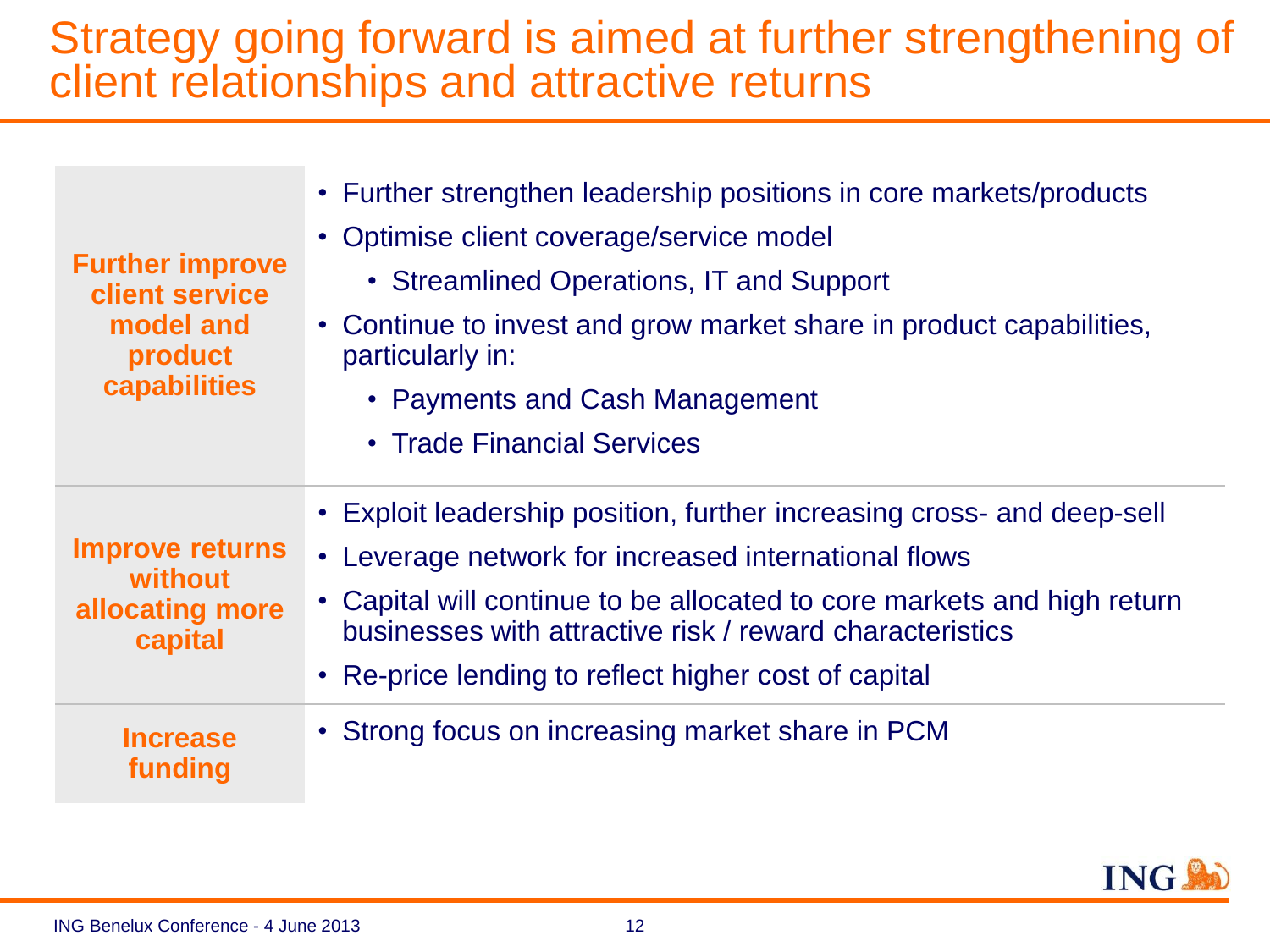# Strategy going forward is aimed at further strengthening of client relationships and attractive returns

| | |
|---|---|
| **Further improve client service model and product capabilities** | • Further strengthen leadership positions in core markets/products<br>• Optimise client coverage/service model<br>&nbsp;&nbsp;• Streamlined Operations, IT and Support<br>• Continue to invest and grow market share in product capabilities, particularly in:<br>&nbsp;&nbsp;• Payments and Cash Management<br>&nbsp;&nbsp;• Trade Financial Services |
| **Improve returns without allocating more capital** | • Exploit leadership position, further increasing cross- and deep-sell<br>• Leverage network for increased international flows<br>• Capital will continue to be allocated to core markets and high return businesses with attractive risk / reward characteristics<br>• Re-price lending to reflect higher cost of capital |
| **Increase funding** | • Strong focus on increasing market share in PCM |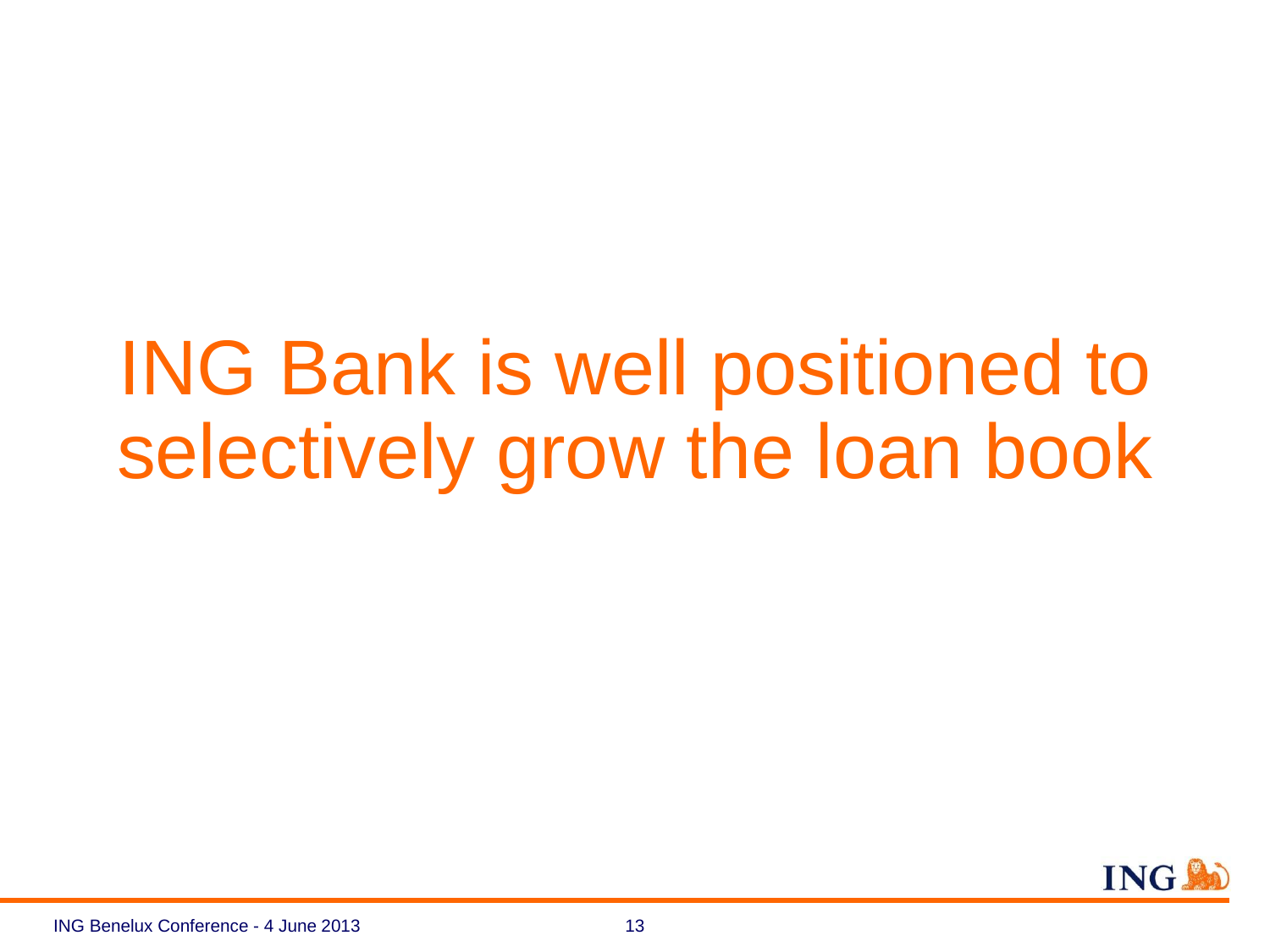# ING Bank is well positioned to selectively grow the loan book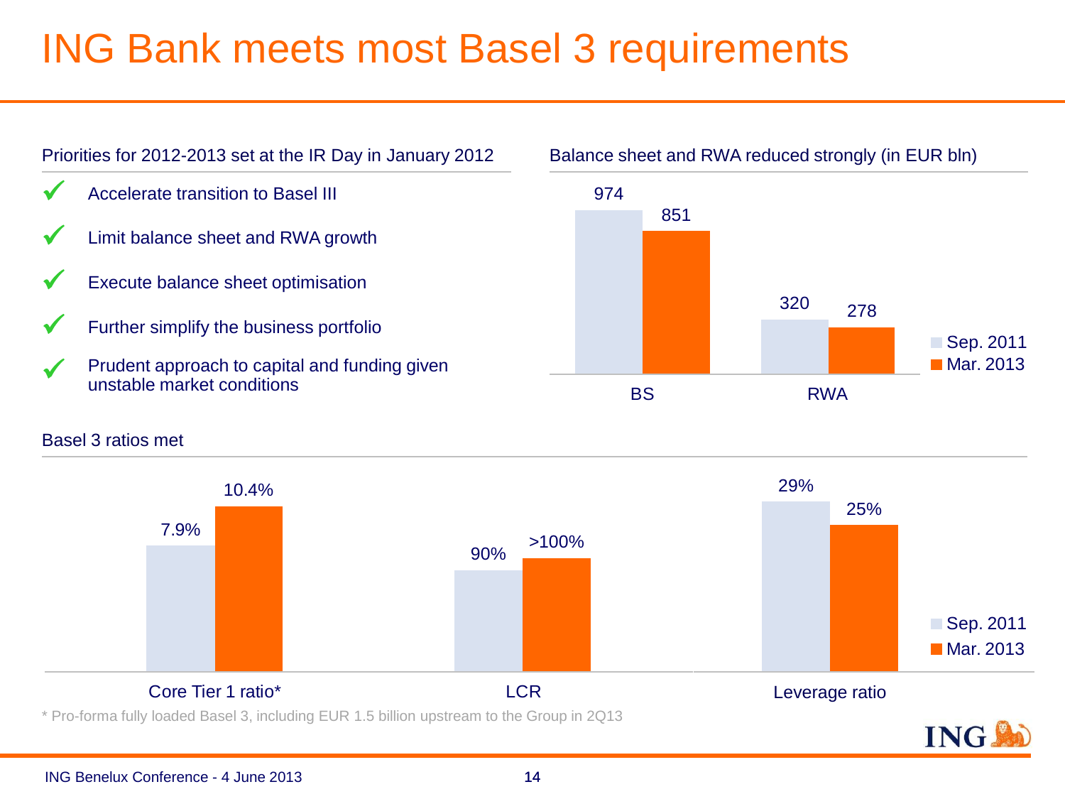# ING Bank meets most Basel 3 requirements

## Priorities for 2012-2013 set at the IR Day in January 2012

- ✓ Accelerate transition to Basel III
- ✓ Limit balance sheet and RWA growth
- ✓ Execute balance sheet optimisation
- ✓ Further simplify the business portfolio
- ✓ Prudent approach to capital and funding given unstable market conditions

## Balance sheet and RWA reduced strongly (in EUR bln)

| | Sep. 2011 | Mar. 2013 |
|---|---|---|
| BS | 974 | 851 |
| RWA | 320 | 278 |

## Basel 3 ratios met

| | Sep. 2011 | Mar. 2013 |
|---|---|---|
| Core Tier 1 ratio* | 7.9% | 10.4% |
| LCR | 90% | >100% |
| Leverage ratio | 29% | 25% |

* Pro-forma fully loaded Basel 3, including EUR 1.5 billion upstream to the Group in 2Q13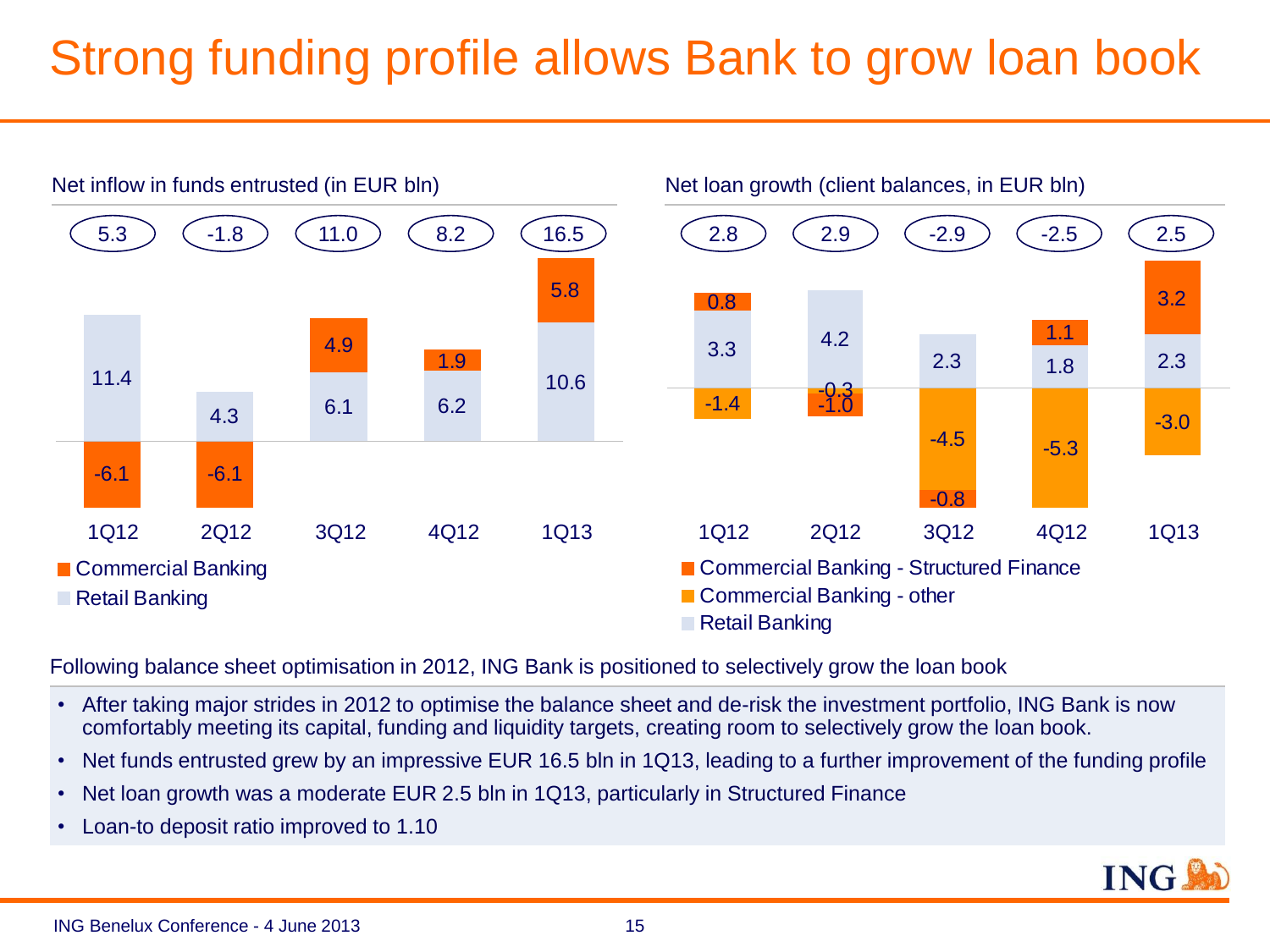# Strong funding profile allows Bank to grow loan book

**Net inflow in funds entrusted (in EUR bln)**

| | 1Q12 | 2Q12 | 3Q12 | 4Q12 | 1Q13 |
|---|---|---|---|---|---|
| Total | 5.3 | -1.8 | 11.0 | 8.2 | 16.5 |
| Commercial Banking | -6.1 | -6.1 | 4.9 | 1.9 | 5.8 |
| Retail Banking | 11.4 | 4.3 | 6.1 | 6.2 | 10.6 |

**Net loan growth (client balances, in EUR bln)**

| | 1Q12 | 2Q12 | 3Q12 | 4Q12 | 1Q13 |
|---|---|---|---|---|---|
| Total | 2.8 | 2.9 | -2.9 | -2.5 | 2.5 |
| Commercial Banking - Structured Finance | 0.8 | -1.0 | -0.8 | 1.1 | 3.2 |
| Commercial Banking - other | -1.4 | -0.3 | -4.5 | -5.3 | -3.0 |
| Retail Banking | 3.3 | 4.2 | 2.3 | 1.8 | 2.3 |

Following balance sheet optimisation in 2012, ING Bank is positioned to selectively grow the loan book

- After taking major strides in 2012 to optimise the balance sheet and de-risk the investment portfolio, ING Bank is now comfortably meeting its capital, funding and liquidity targets, creating room to selectively grow the loan book.
- Net funds entrusted grew by an impressive EUR 16.5 bln in 1Q13, leading to a further improvement of the funding profile
- Net loan growth was a moderate EUR 2.5 bln in 1Q13, particularly in Structured Finance
- Loan-to deposit ratio improved to 1.10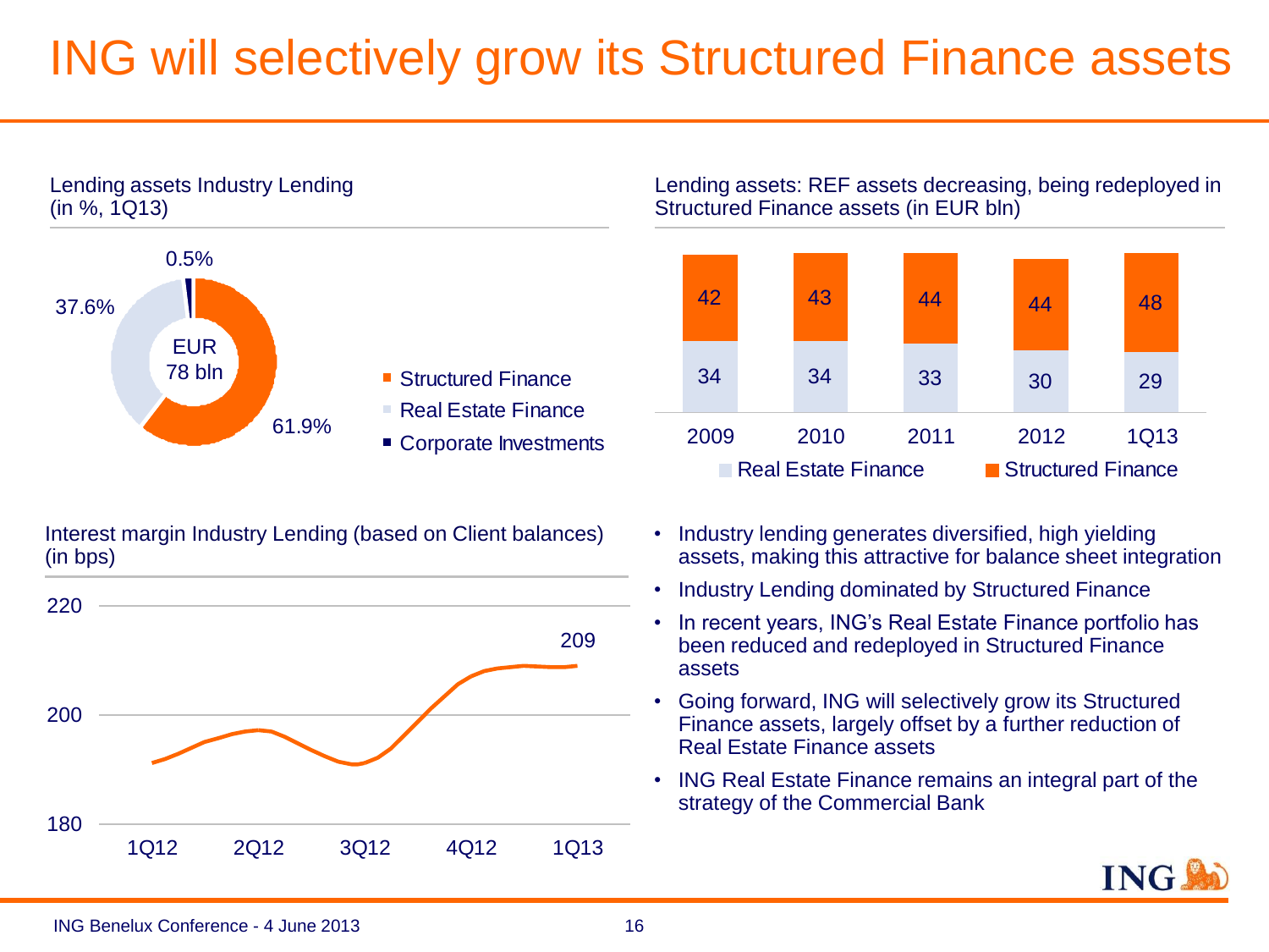# ING will selectively grow its Structured Finance assets

**Lending assets Industry Lending (in %, 1Q13)**

EUR 78 bln

| Segment | % |
|---|---|
| Structured Finance | 61.9% |
| Real Estate Finance | 37.6% |
| Corporate Investments | 0.5% |

**Lending assets: REF assets decreasing, being redeployed in Structured Finance assets (in EUR bln)**

| | 2009 | 2010 | 2011 | 2012 | 1Q13 |
|---|---|---|---|---|---|
| Structured Finance | 42 | 43 | 44 | 44 | 48 |
| Real Estate Finance | 34 | 34 | 33 | 30 | 29 |

**Interest margin Industry Lending (based on Client balances) (in bps)**

| 1Q12 | 2Q12 | 3Q12 | 4Q12 | 1Q13 |
|---|---|---|---|---|
| | | | | 209 |

- Industry lending generates diversified, high yielding assets, making this attractive for balance sheet integration
- Industry Lending dominated by Structured Finance
- In recent years, ING's Real Estate Finance portfolio has been reduced and redeployed in Structured Finance assets
- Going forward, ING will selectively grow its Structured Finance assets, largely offset by a further reduction of Real Estate Finance assets
- ING Real Estate Finance remains an integral part of the strategy of the Commercial Bank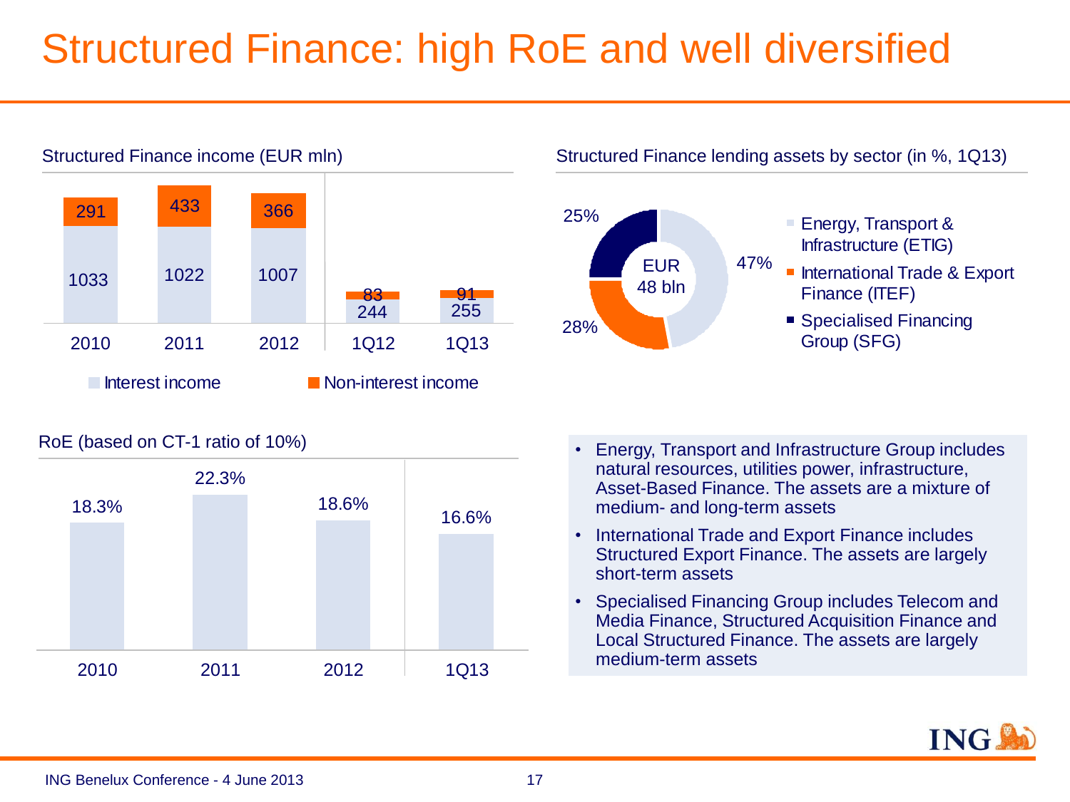# Structured Finance: high RoE and well diversified

### Structured Finance income (EUR mln)

| | 2010 | 2011 | 2012 | 1Q12 | 1Q13 |
|---|---|---|---|---|---|
| Interest income | 1033 | 1022 | 1007 | 244 | 255 |
| Non-interest income | 291 | 433 | 366 | 83 | 91 |

### Structured Finance lending assets by sector (in %, 1Q13)

EUR 48 bln

| Sector | % |
|---|---|
| Energy, Transport & Infrastructure (ETIG) | 47% |
| International Trade & Export Finance (ITEF) | 28% |
| Specialised Financing Group (SFG) | 25% |

### RoE (based on CT-1 ratio of 10%)

| 2010 | 2011 | 2012 | 1Q13 |
|---|---|---|---|
| 18.3% | 22.3% | 18.6% | 16.6% |

- Energy, Transport and Infrastructure Group includes natural resources, utilities power, infrastructure, Asset-Based Finance. The assets are a mixture of medium- and long-term assets
- International Trade and Export Finance includes Structured Export Finance. The assets are largely short-term assets
- Specialised Financing Group includes Telecom and Media Finance, Structured Acquisition Finance and Local Structured Finance. The assets are largely medium-term assets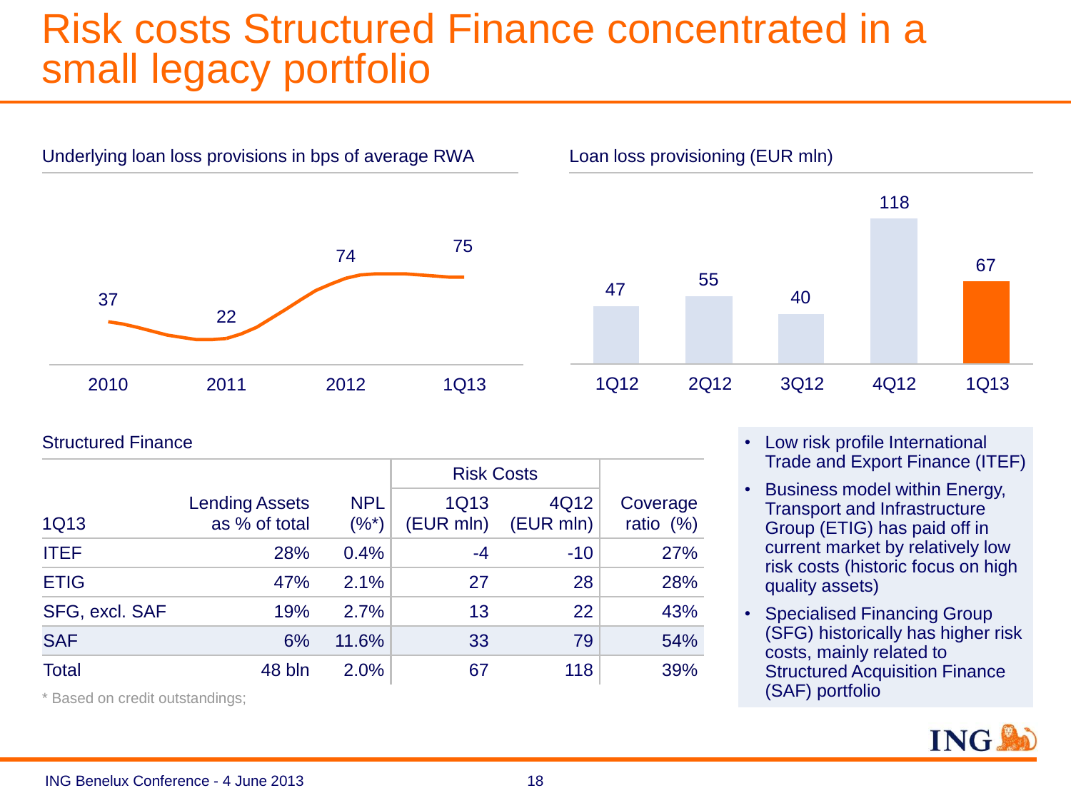# Risk costs Structured Finance concentrated in a small legacy portfolio

Underlying loan loss provisions in bps of average RWA

| 2010 | 2011 | 2012 | 1Q13 |
|---|---|---|---|
| 37 | 22 | 74 | 75 |

Loan loss provisioning (EUR mln)

| 1Q12 | 2Q12 | 3Q12 | 4Q12 | 1Q13 |
|---|---|---|---|---|
| 47 | 55 | 40 | 118 | 67 |

Structured Finance

| | | | Risk Costs | | |
|---|---|---|---|---|---|
| 1Q13 | Lending Assets as % of total | NPL (%*) | 1Q13 (EUR mln) | 4Q12 (EUR mln) | Coverage ratio (%) |
| ITEF | 28% | 0.4% | -4 | -10 | 27% |
| ETIG | 47% | 2.1% | 27 | 28 | 28% |
| SFG, excl. SAF | 19% | 2.7% | 13 | 22 | 43% |
| SAF | 6% | 11.6% | 33 | 79 | 54% |
| Total | 48 bln | 2.0% | 67 | 118 | 39% |

* Based on credit outstandings;

- Low risk profile International Trade and Export Finance (ITEF)
- Business model within Energy, Transport and Infrastructure Group (ETIG) has paid off in current market by relatively low risk costs (historic focus on high quality assets)
- Specialised Financing Group (SFG) historically has higher risk costs, mainly related to Structured Acquisition Finance (SAF) portfolio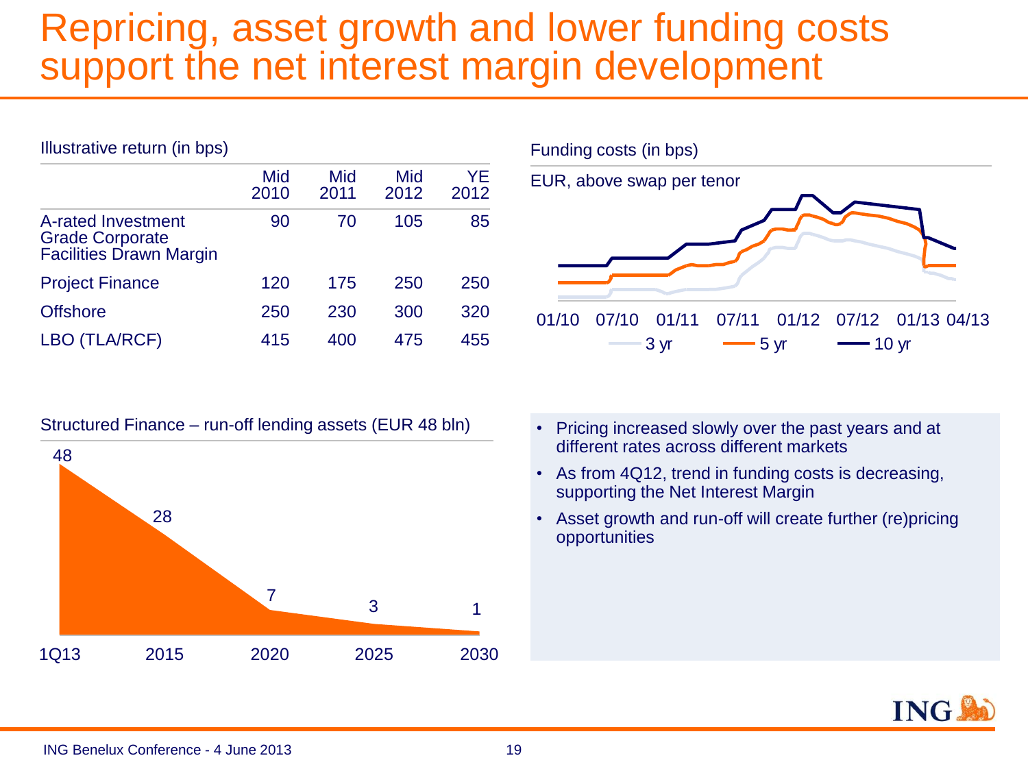# Repricing, asset growth and lower funding costs support the net interest margin development

Illustrative return (in bps)

| | Mid 2010 | Mid 2011 | Mid 2012 | YE 2012 |
|---|---|---|---|---|
| A-rated Investment Grade Corporate Facilities Drawn Margin | 90 | 70 | 105 | 85 |
| Project Finance | 120 | 175 | 250 | 250 |
| Offshore | 250 | 230 | 300 | 320 |
| LBO (TLA/RCF) | 415 | 400 | 475 | 455 |

Funding costs (in bps)

EUR, above swap per tenor

01/10 07/10 01/11 07/11 01/12 07/12 01/13 04/13

3 yr 5 yr 10 yr

Structured Finance – run-off lending assets (EUR 48 bln)

| 1Q13 | 2015 | 2020 | 2025 | 2030 |
|---|---|---|---|---|
| 48 | 28 | 7 | 3 | 1 |

- Pricing increased slowly over the past years and at different rates across different markets
- As from 4Q12, trend in funding costs is decreasing, supporting the Net Interest Margin
- Asset growth and run-off will create further (re)pricing opportunities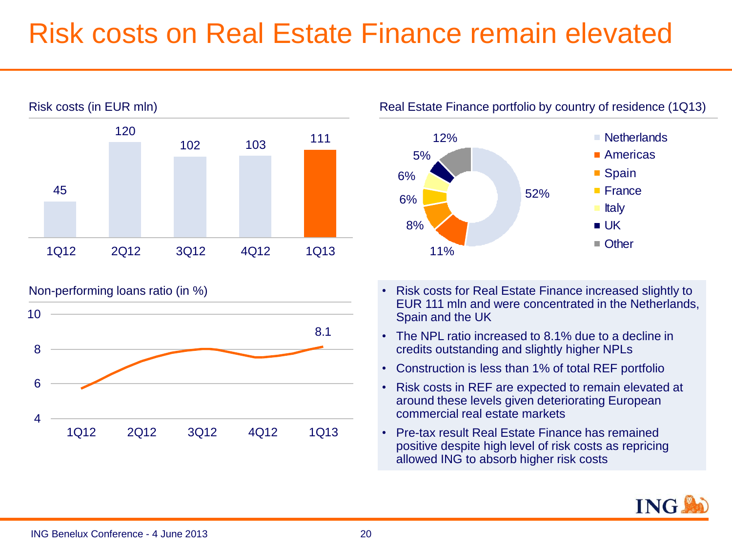# Risk costs on Real Estate Finance remain elevated

## Risk costs (in EUR mln)

| 1Q12 | 2Q12 | 3Q12 | 4Q12 | 1Q13 |
|---|---|---|---|---|
| 45 | 120 | 102 | 103 | 111 |

## Real Estate Finance portfolio by country of residence (1Q13)

| Country | Share |
|---|---|
| Netherlands | 52% |
| Americas | 11% |
| Spain | 8% |
| France | 6% |
| Italy | 6% |
| UK | 5% |
| Other | 12% |

## Non-performing loans ratio (in %)

| 1Q12 | 2Q12 | 3Q12 | 4Q12 | 1Q13 |
|---|---|---|---|---|
| | | | | 8.1 |

- Risk costs for Real Estate Finance increased slightly to EUR 111 mln and were concentrated in the Netherlands, Spain and the UK
- The NPL ratio increased to 8.1% due to a decline in credits outstanding and slightly higher NPLs
- Construction is less than 1% of total REF portfolio
- Risk costs in REF are expected to remain elevated at around these levels given deteriorating European commercial real estate markets
- Pre-tax result Real Estate Finance has remained positive despite high level of risk costs as repricing allowed ING to absorb higher risk costs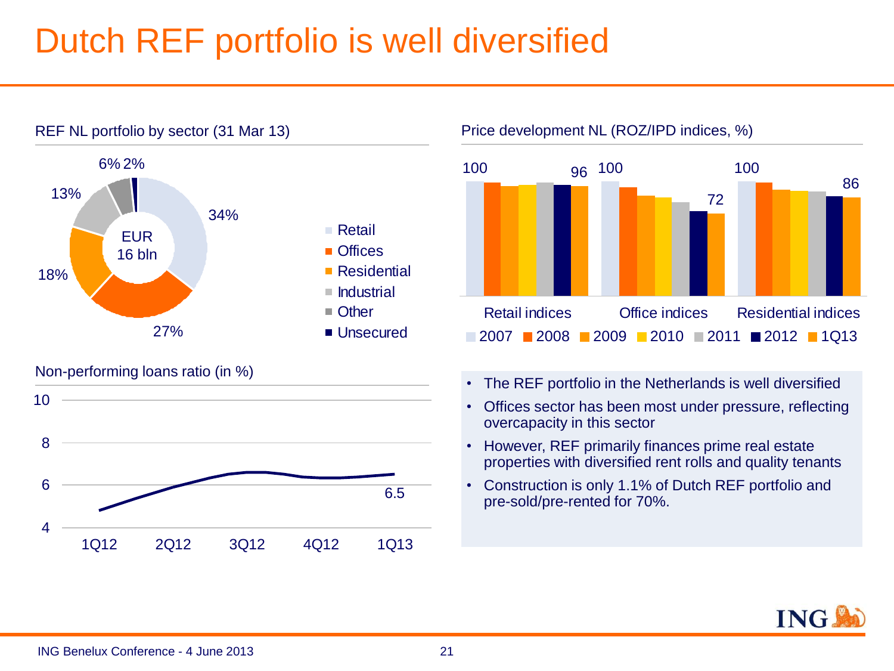# Dutch REF portfolio is well diversified

## REF NL portfolio by sector (31 Mar 13)

EUR 16 bln

| Sector | Share |
|---|---|
| Retail | 34% |
| Offices | 27% |
| Residential | 18% |
| Industrial | 13% |
| Other | 6% |
| Unsecured | 2% |

## Price development NL (ROZ/IPD indices, %)

| | 2007 | 1Q13 |
|---|---|---|
| Retail indices | 100 | 96 |
| Office indices | 100 | 72 |
| Residential indices | 100 | 86 |

Legend: 2007, 2008, 2009, 2010, 2011, 2012, 1Q13

## Non-performing loans ratio (in %)

1Q12, 2Q12, 3Q12, 4Q12, 1Q13 — latest value: 6.5

- The REF portfolio in the Netherlands is well diversified
- Offices sector has been most under pressure, reflecting overcapacity in this sector
- However, REF primarily finances prime real estate properties with diversified rent rolls and quality tenants
- Construction is only 1.1% of Dutch REF portfolio and pre-sold/pre-rented for 70%.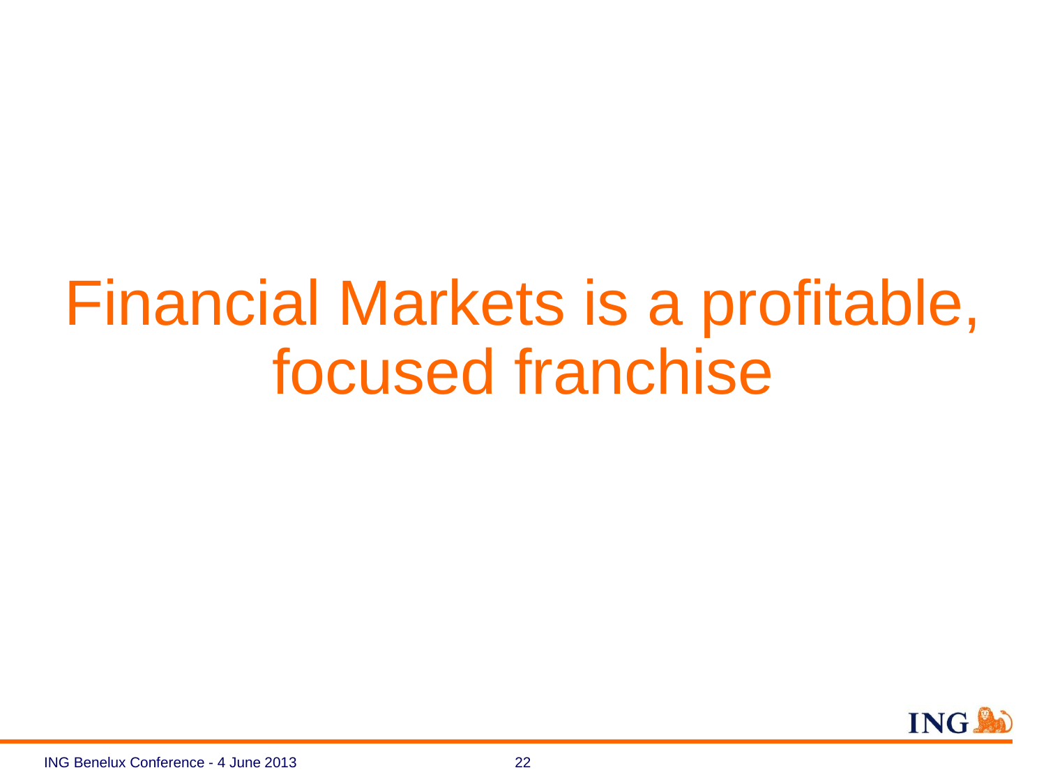# Financial Markets is a profitable, focused franchise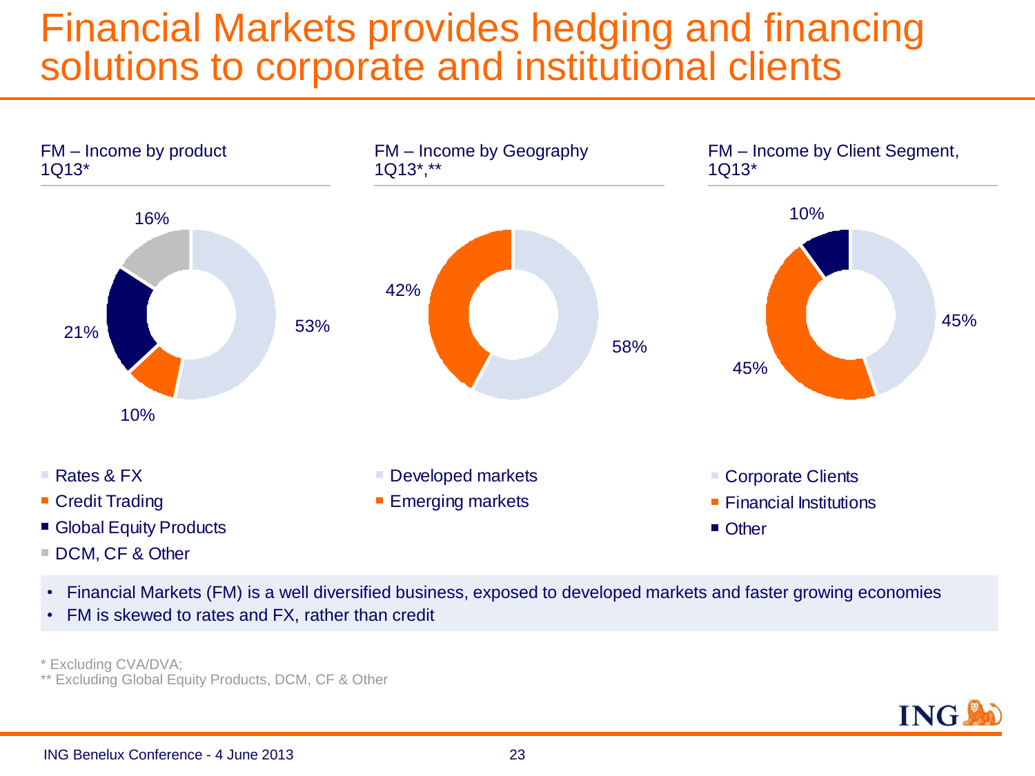# Financial Markets provides hedging and financing solutions to corporate and institutional clients

**FM – Income by product 1Q13***

| Product | Share |
| --- | --- |
| Rates & FX | 53% |
| Credit Trading | 10% |
| Global Equity Products | 21% |
| DCM, CF & Other | 16% |

**FM – Income by Geography 1Q13*,****

| Geography | Share |
| --- | --- |
| Developed markets | 58% |
| Emerging markets | 42% |

**FM – Income by Client Segment, 1Q13***

| Client Segment | Share |
| --- | --- |
| Corporate Clients | 45% |
| Financial Institutions | 45% |
| Other | 10% |

- Financial Markets (FM) is a well diversified business, exposed to developed markets and faster growing economies
- FM is skewed to rates and FX, rather than credit

\* Excluding CVA/DVA;
** Excluding Global Equity Products, DCM, CF & Other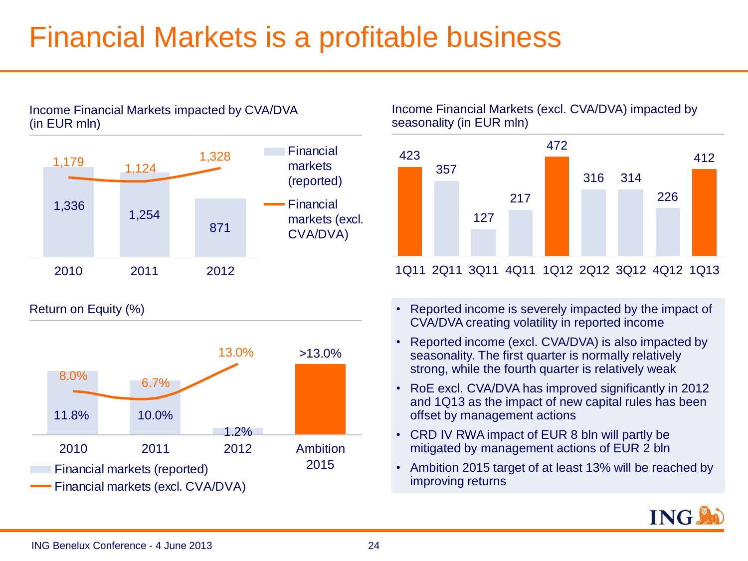# Financial Markets is a profitable business

### Income Financial Markets impacted by CVA/DVA (in EUR mln)

| | 2010 | 2011 | 2012 |
|---|---|---|---|
| Financial markets (reported) | 1,336 | 1,254 | 871 |
| Financial markets (excl. CVA/DVA) | 1,179 | 1,124 | 1,328 |

### Income Financial Markets (excl. CVA/DVA) impacted by seasonality (in EUR mln)

| 1Q11 | 2Q11 | 3Q11 | 4Q11 | 1Q12 | 2Q12 | 3Q12 | 4Q12 | 1Q13 |
|---|---|---|---|---|---|---|---|---|
| 423 | 357 | 127 | 217 | 472 | 316 | 314 | 226 | 412 |

### Return on Equity (%)

| | 2010 | 2011 | 2012 | Ambition 2015 |
|---|---|---|---|---|
| Financial markets (reported) | 11.8% | 10.0% | 1.2% | |
| Financial markets (excl. CVA/DVA) | 8.0% | 6.7% | 13.0% | >13.0% |

- Reported income is severely impacted by the impact of CVA/DVA creating volatility in reported income
- Reported income (excl. CVA/DVA) is also impacted by seasonality. The first quarter is normally relatively strong, while the fourth quarter is relatively weak
- RoE excl. CVA/DVA has improved significantly in 2012 and 1Q13 as the impact of new capital rules has been offset by management actions
- CRD IV RWA impact of EUR 8 bln will partly be mitigated by management actions of EUR 2 bln
- Ambition 2015 target of at least 13% will be reached by improving returns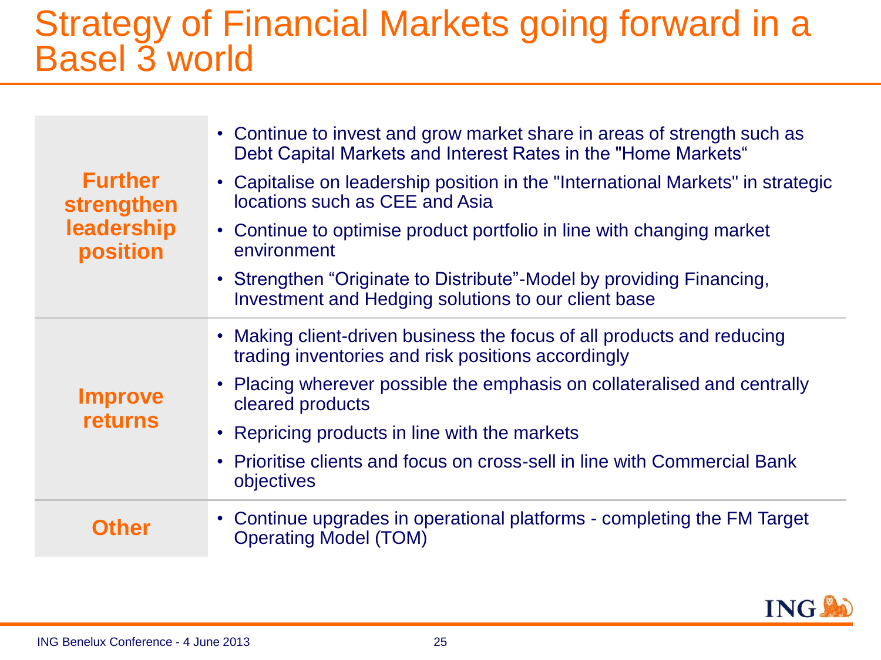# Strategy of Financial Markets going forward in a Basel 3 world

| | |
|---|---|
| **Further strengthen leadership position** | • Continue to invest and grow market share in areas of strength such as Debt Capital Markets and Interest Rates in the "Home Markets“<br>• Capitalise on leadership position in the "International Markets" in strategic locations such as CEE and Asia<br>• Continue to optimise product portfolio in line with changing market environment<br>• Strengthen “Originate to Distribute”-Model by providing Financing, Investment and Hedging solutions to our client base |
| **Improve returns** | • Making client-driven business the focus of all products and reducing trading inventories and risk positions accordingly<br>• Placing wherever possible the emphasis on collateralised and centrally cleared products<br>• Repricing products in line with the markets<br>• Prioritise clients and focus on cross-sell in line with Commercial Bank objectives |
| **Other** | • Continue upgrades in operational platforms - completing the FM Target Operating Model (TOM) |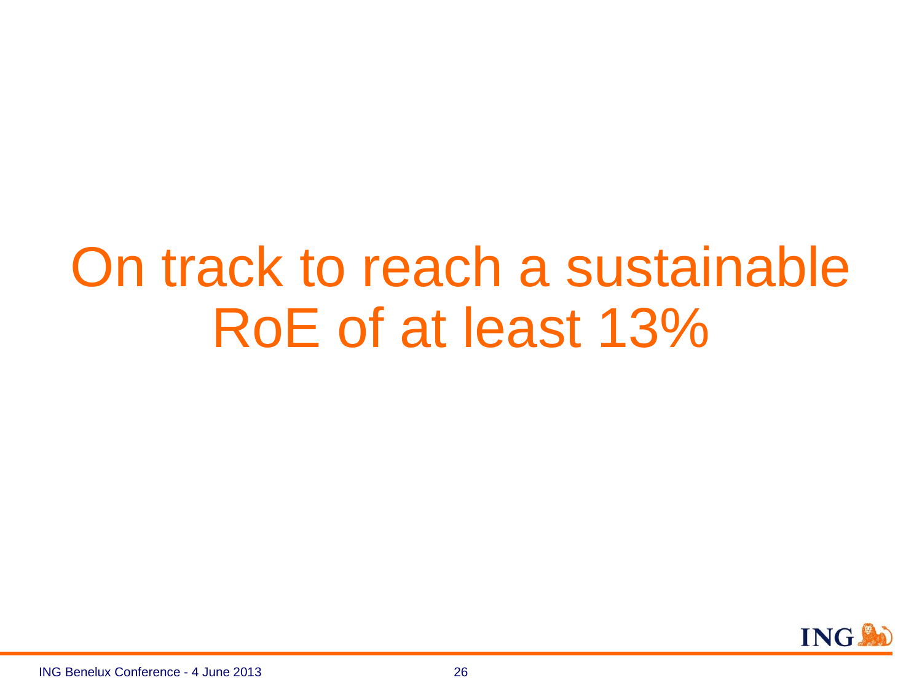# On track to reach a sustainable RoE of at least 13%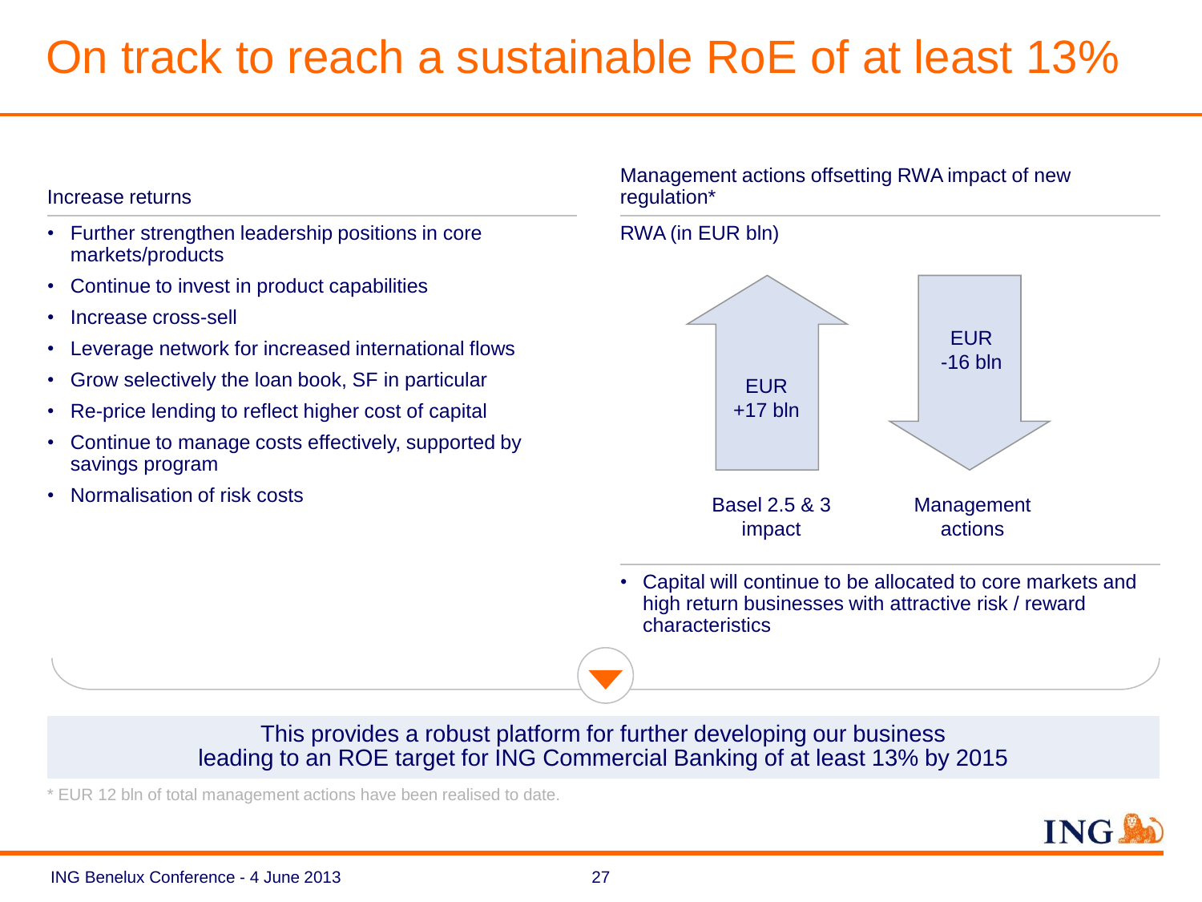# On track to reach a sustainable RoE of at least 13%

## Increase returns

- Further strengthen leadership positions in core markets/products
- Continue to invest in product capabilities
- Increase cross-sell
- Leverage network for increased international flows
- Grow selectively the loan book, SF in particular
- Re-price lending to reflect higher cost of capital
- Continue to manage costs effectively, supported by savings program
- Normalisation of risk costs

## Management actions offsetting RWA impact of new regulation*

RWA (in EUR bln)

| | RWA |
|---|---|
| Basel 2.5 & 3 impact | EUR +17 bln |
| Management actions | EUR -16 bln |

- Capital will continue to be allocated to core markets and high return businesses with attractive risk / reward characteristics

This provides a robust platform for further developing our business leading to an ROE target for ING Commercial Banking of at least 13% by 2015

\* EUR 12 bln of total management actions have been realised to date.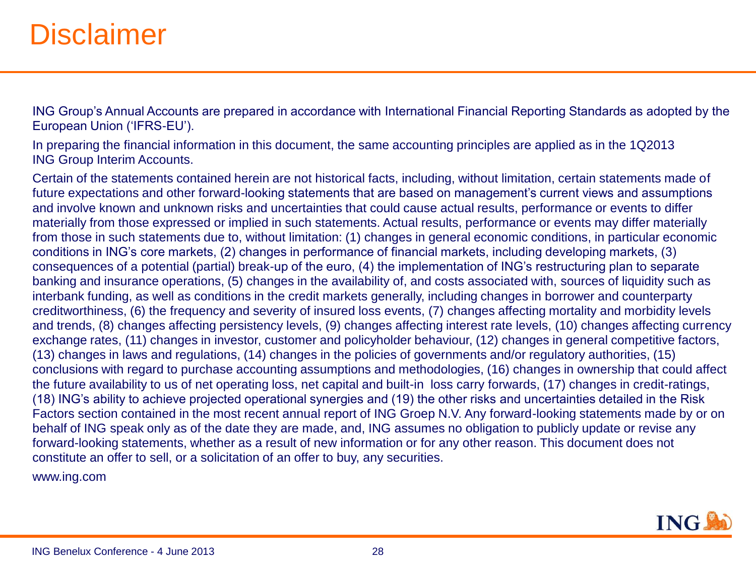# Disclaimer

ING Group's Annual Accounts are prepared in accordance with International Financial Reporting Standards as adopted by the European Union ('IFRS-EU').

In preparing the financial information in this document, the same accounting principles are applied as in the 1Q2013 ING Group Interim Accounts.

Certain of the statements contained herein are not historical facts, including, without limitation, certain statements made of future expectations and other forward-looking statements that are based on management's current views and assumptions and involve known and unknown risks and uncertainties that could cause actual results, performance or events to differ materially from those expressed or implied in such statements. Actual results, performance or events may differ materially from those in such statements due to, without limitation: (1) changes in general economic conditions, in particular economic conditions in ING's core markets, (2) changes in performance of financial markets, including developing markets, (3) consequences of a potential (partial) break-up of the euro, (4) the implementation of ING's restructuring plan to separate banking and insurance operations, (5) changes in the availability of, and costs associated with, sources of liquidity such as interbank funding, as well as conditions in the credit markets generally, including changes in borrower and counterparty creditworthiness, (6) the frequency and severity of insured loss events, (7) changes affecting mortality and morbidity levels and trends, (8) changes affecting persistency levels, (9) changes affecting interest rate levels, (10) changes affecting currency exchange rates, (11) changes in investor, customer and policyholder behaviour, (12) changes in general competitive factors, (13) changes in laws and regulations, (14) changes in the policies of governments and/or regulatory authorities, (15) conclusions with regard to purchase accounting assumptions and methodologies, (16) changes in ownership that could affect the future availability to us of net operating loss, net capital and built-in loss carry forwards, (17) changes in credit-ratings, (18) ING's ability to achieve projected operational synergies and (19) the other risks and uncertainties detailed in the Risk Factors section contained in the most recent annual report of ING Groep N.V. Any forward-looking statements made by or on behalf of ING speak only as of the date they are made, and, ING assumes no obligation to publicly update or revise any forward-looking statements, whether as a result of new information or for any other reason. This document does not constitute an offer to sell, or a solicitation of an offer to buy, any securities.

www.ing.com